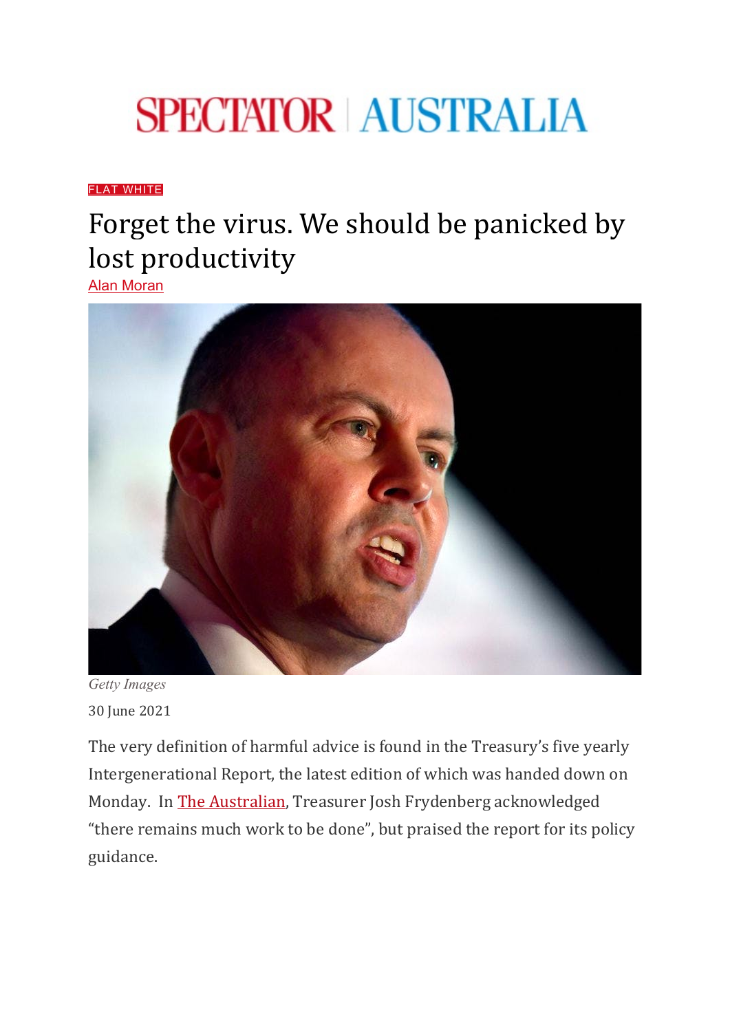SPECTATOR | AUSTRALIA

FLAT WHITE

# Forget the virus. We should be panicked by lost productivity

Alan Moran

*Getty Images*

30 June 2021

The very definition of harmful advice is found in the Treasury's five yearly Intergenerational Report, the latest edition of which was handed down on Monday. In The Australian, Treasurer Josh Frydenberg acknowledged "there remains much work to be done", but praised the report for its policy guidance.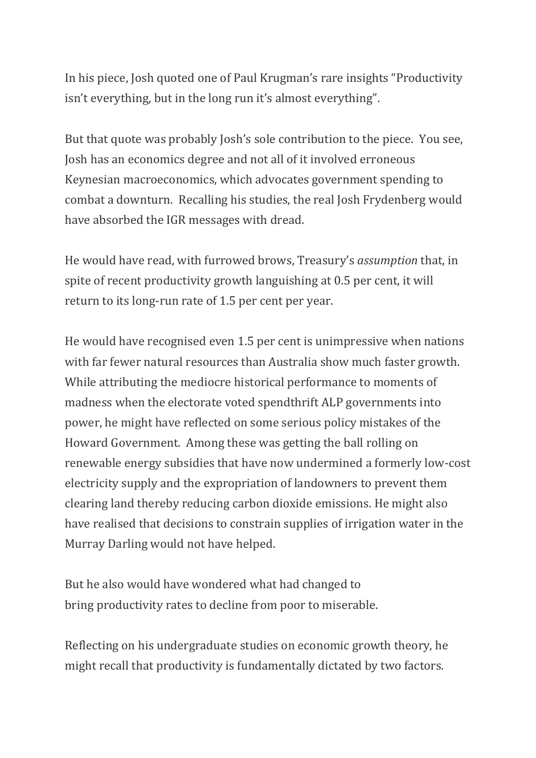In his piece, Josh quoted one of Paul Krugman's rare insights "Productivity isn't everything, but in the long run it's almost everything".

But that quote was probably Josh's sole contribution to the piece. You see, Josh has an economics degree and not all of it involved erroneous Keynesian macroeconomics, which advocates government spending to combat a downturn. Recalling his studies, the real Josh Frydenberg would have absorbed the IGR messages with dread.

He would have read, with furrowed brows, Treasury's *assumption* that, in spite of recent productivity growth languishing at 0.5 per cent, it will return to its long-run rate of 1.5 per cent per year.

He would have recognised even 1.5 per cent is unimpressive when nations with far fewer natural resources than Australia show much faster growth. While attributing the mediocre historical performance to moments of madness when the electorate voted spendthrift ALP governments into power, he might have reflected on some serious policy mistakes of the Howard Government. Among these was getting the ball rolling on renewable energy subsidies that have now undermined a formerly low-cost electricity supply and the expropriation of landowners to prevent them clearing land thereby reducing carbon dioxide emissions. He might also have realised that decisions to constrain supplies of irrigation water in the Murray Darling would not have helped.

But he also would have wondered what had changed to bring productivity rates to decline from poor to miserable.

Reflecting on his undergraduate studies on economic growth theory, he might recall that productivity is fundamentally dictated by two factors.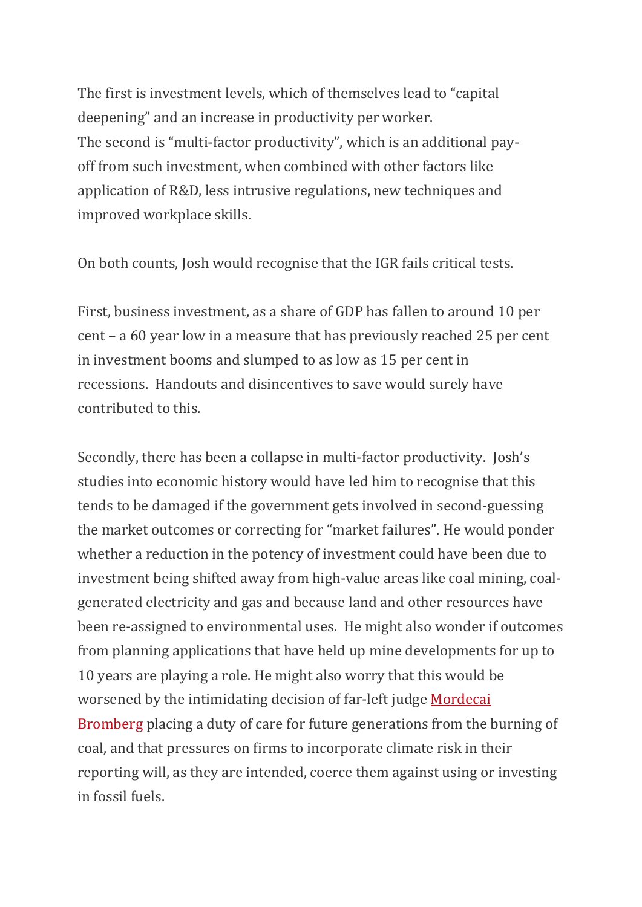The first is investment levels, which of themselves lead to "capital deepening" and an increase in productivity per worker.
The second is "multi-factor productivity", which is an additional pay-off from such investment, when combined with other factors like application of R&D, less intrusive regulations, new techniques and improved workplace skills.

On both counts, Josh would recognise that the IGR fails critical tests.

First, business investment, as a share of GDP has fallen to around 10 per cent – a 60 year low in a measure that has previously reached 25 per cent in investment booms and slumped to as low as 15 per cent in recessions. Handouts and disincentives to save would surely have contributed to this.

Secondly, there has been a collapse in multi-factor productivity. Josh's studies into economic history would have led him to recognise that this tends to be damaged if the government gets involved in second-guessing the market outcomes or correcting for "market failures". He would ponder whether a reduction in the potency of investment could have been due to investment being shifted away from high-value areas like coal mining, coal-generated electricity and gas and because land and other resources have been re-assigned to environmental uses. He might also wonder if outcomes from planning applications that have held up mine developments for up to 10 years are playing a role. He might also worry that this would be worsened by the intimidating decision of far-left judge Mordecai Bromberg placing a duty of care for future generations from the burning of coal, and that pressures on firms to incorporate climate risk in their reporting will, as they are intended, coerce them against using or investing in fossil fuels.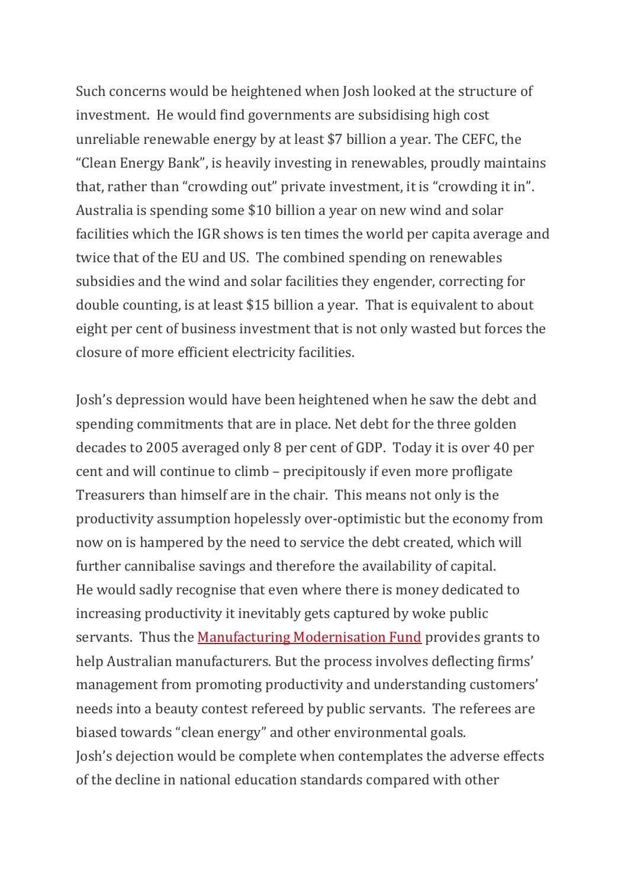Such concerns would be heightened when Josh looked at the structure of investment. He would find governments are subsidising high cost unreliable renewable energy by at least $7 billion a year. The CEFC, the "Clean Energy Bank", is heavily investing in renewables, proudly maintains that, rather than "crowding out" private investment, it is "crowding it in". Australia is spending some $10 billion a year on new wind and solar facilities which the IGR shows is ten times the world per capita average and twice that of the EU and US. The combined spending on renewables subsidies and the wind and solar facilities they engender, correcting for double counting, is at least $15 billion a year. That is equivalent to about eight per cent of business investment that is not only wasted but forces the closure of more efficient electricity facilities.

Josh's depression would have been heightened when he saw the debt and spending commitments that are in place. Net debt for the three golden decades to 2005 averaged only 8 per cent of GDP. Today it is over 40 per cent and will continue to climb – precipitously if even more profligate Treasurers than himself are in the chair. This means not only is the productivity assumption hopelessly over-optimistic but the economy from now on is hampered by the need to service the debt created, which will further cannibalise savings and therefore the availability of capital.
He would sadly recognise that even where there is money dedicated to increasing productivity it inevitably gets captured by woke public servants. Thus the Manufacturing Modernisation Fund provides grants to help Australian manufacturers. But the process involves deflecting firms' management from promoting productivity and understanding customers' needs into a beauty contest refereed by public servants. The referees are biased towards "clean energy" and other environmental goals.
Josh's dejection would be complete when contemplates the adverse effects of the decline in national education standards compared with other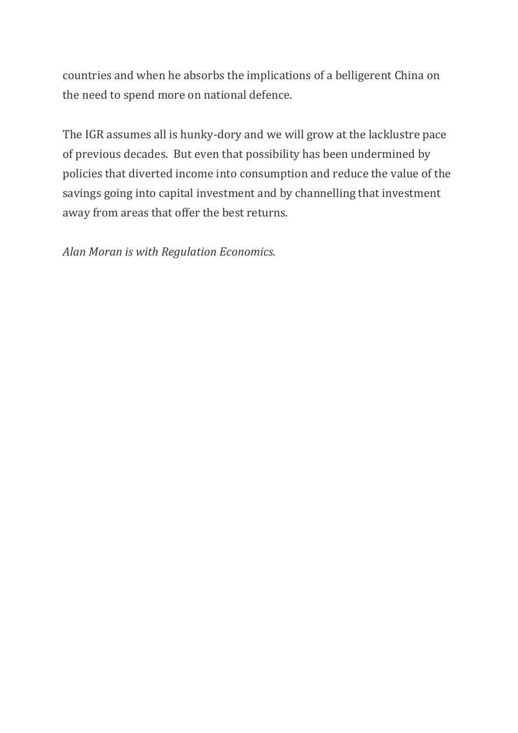countries and when he absorbs the implications of a belligerent China on the need to spend more on national defence.

The IGR assumes all is hunky-dory and we will grow at the lacklustre pace of previous decades. But even that possibility has been undermined by policies that diverted income into consumption and reduce the value of the savings going into capital investment and by channelling that investment away from areas that offer the best returns.

*Alan Moran is with Regulation Economics.*